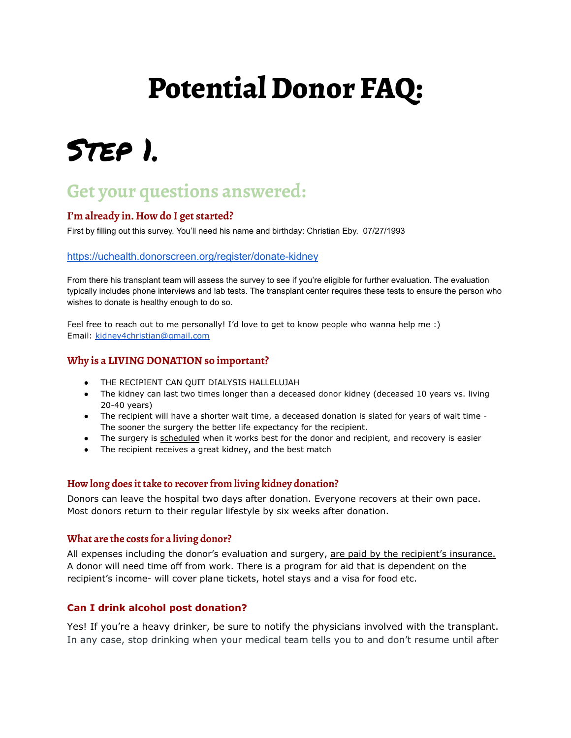# Potential Donor FAQ:

# Step 1.

## Get your questions answered:

### I'm already in. How do I get started?

First by filling out this survey. You'll need his name and birthday: Christian Eby. 07/27/1993

https://uchealth.donorscreen.org/register/donate-kidney

From there his transplant team will assess the survey to see if you're eligible for further evaluation. The evaluation typically includes phone interviews and lab tests. The transplant center requires these tests to ensure the person who wishes to donate is healthy enough to do so.

Feel free to reach out to me personally! I'd love to get to know people who wanna help me :)
Email: kidney4christian@gmail.com

### Why is a LIVING DONATION so important?

- THE RECIPIENT CAN QUIT DIALYSIS HALLELUJAH
- The kidney can last two times longer than a deceased donor kidney (deceased 10 years vs. living 20-40 years)
- The recipient will have a shorter wait time, a deceased donation is slated for years of wait time - The sooner the surgery the better life expectancy for the recipient.
- The surgery is scheduled when it works best for the donor and recipient, and recovery is easier
- The recipient receives a great kidney, and the best match

### How long does it take to recover from living kidney donation?

Donors can leave the hospital two days after donation. Everyone recovers at their own pace. Most donors return to their regular lifestyle by six weeks after donation.

### What are the costs for a living donor?

All expenses including the donor's evaluation and surgery, are paid by the recipient's insurance. A donor will need time off from work. There is a program for aid that is dependent on the recipient's income- will cover plane tickets, hotel stays and a visa for food etc.

### Can I drink alcohol post donation?

Yes! If you're a heavy drinker, be sure to notify the physicians involved with the transplant. In any case, stop drinking when your medical team tells you to and don't resume until after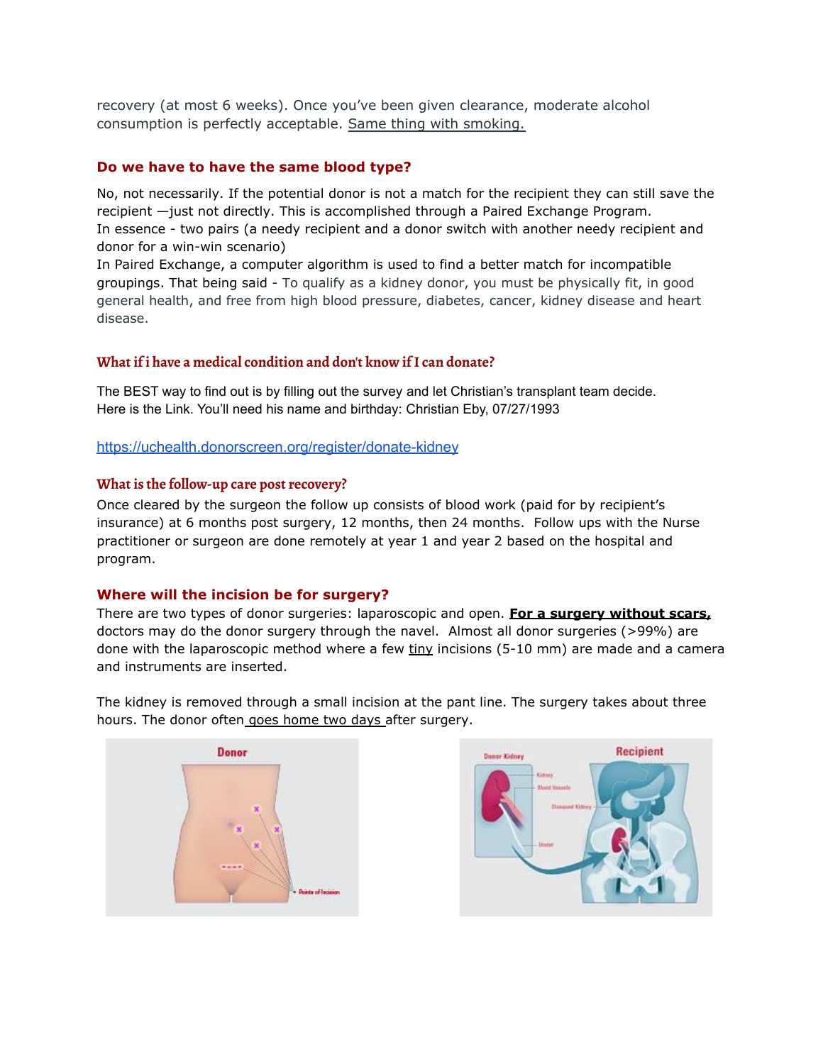recovery (at most 6 weeks). Once you've been given clearance, moderate alcohol consumption is perfectly acceptable. Same thing with smoking.

### Do we have to have the same blood type?

No, not necessarily. If the potential donor is not a match for the recipient they can still save the recipient —just not directly. This is accomplished through a Paired Exchange Program.
In essence - two pairs (a needy recipient and a donor switch with another needy recipient and donor for a win-win scenario)
In Paired Exchange, a computer algorithm is used to find a better match for incompatible groupings. That being said - To qualify as a kidney donor, you must be physically fit, in good general health, and free from high blood pressure, diabetes, cancer, kidney disease and heart disease.

### What if i have a medical condition and don't know if I can donate?

The BEST way to find out is by filling out the survey and let Christian's transplant team decide.
Here is the Link. You'll need his name and birthday: Christian Eby, 07/27/1993

https://uchealth.donorscreen.org/register/donate-kidney

### What is the follow-up care post recovery?

Once cleared by the surgeon the follow up consists of blood work (paid for by recipient's insurance) at 6 months post surgery, 12 months, then 24 months. Follow ups with the Nurse practitioner or surgeon are done remotely at year 1 and year 2 based on the hospital and program.

### Where will the incision be for surgery?

There are two types of donor surgeries: laparoscopic and open. **For a surgery without scars,** doctors may do the donor surgery through the navel. Almost all donor surgeries (>99%) are done with the laparoscopic method where a few tiny incisions (5-10 mm) are made and a camera and instruments are inserted.

The kidney is removed through a small incision at the pant line. The surgery takes about three hours. The donor often goes home two days after surgery.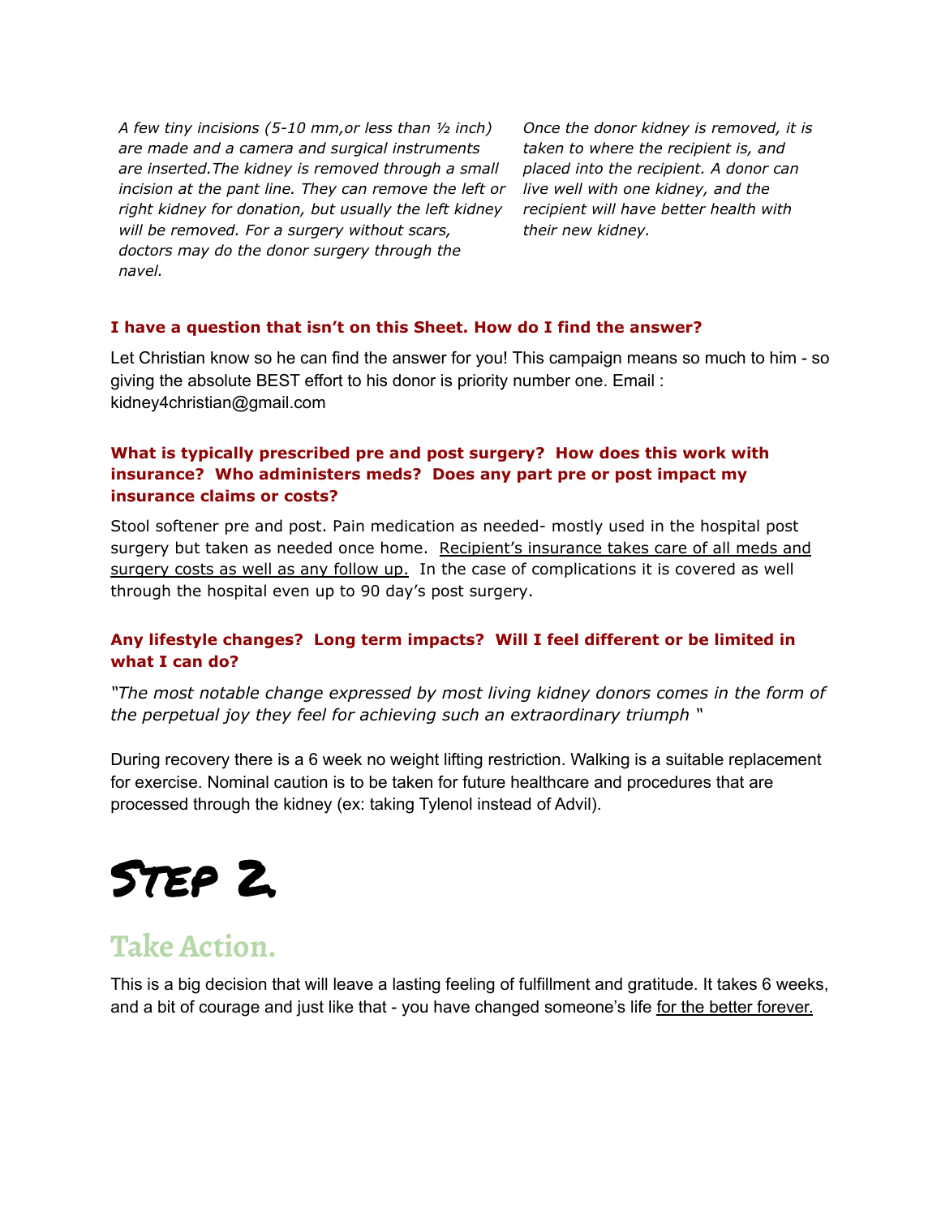*A few tiny incisions (5-10 mm,or less than ½ inch) are made and a camera and surgical instruments are inserted.The kidney is removed through a small incision at the pant line. They can remove the left or right kidney for donation, but usually the left kidney will be removed. For a surgery without scars, doctors may do the donor surgery through the navel.*

*Once the donor kidney is removed, it is taken to where the recipient is, and placed into the recipient. A donor can live well with one kidney, and the recipient will have better health with their new kidney.*

**I have a question that isn't on this Sheet. How do I find the answer?**

Let Christian know so he can find the answer for you! This campaign means so much to him - so giving the absolute BEST effort to his donor is priority number one. Email : kidney4christian@gmail.com

**What is typically prescribed pre and post surgery? How does this work with insurance? Who administers meds? Does any part pre or post impact my insurance claims or costs?**

Stool softener pre and post. Pain medication as needed- mostly used in the hospital post surgery but taken as needed once home. <u>Recipient's insurance takes care of all meds and surgery costs as well as any follow up.</u> In the case of complications it is covered as well through the hospital even up to 90 day's post surgery.

**Any lifestyle changes? Long term impacts? Will I feel different or be limited in what I can do?**

*"The most notable change expressed by most living kidney donors comes in the form of the perpetual joy they feel for achieving such an extraordinary triumph "*

During recovery there is a 6 week no weight lifting restriction. Walking is a suitable replacement for exercise. Nominal caution is to be taken for future healthcare and procedures that are processed through the kidney (ex: taking Tylenol instead of Advil).

# STEP 2.

## Take Action.

This is a big decision that will leave a lasting feeling of fulfillment and gratitude. It takes 6 weeks, and a bit of courage and just like that - you have changed someone's life <u>for the better forever.</u>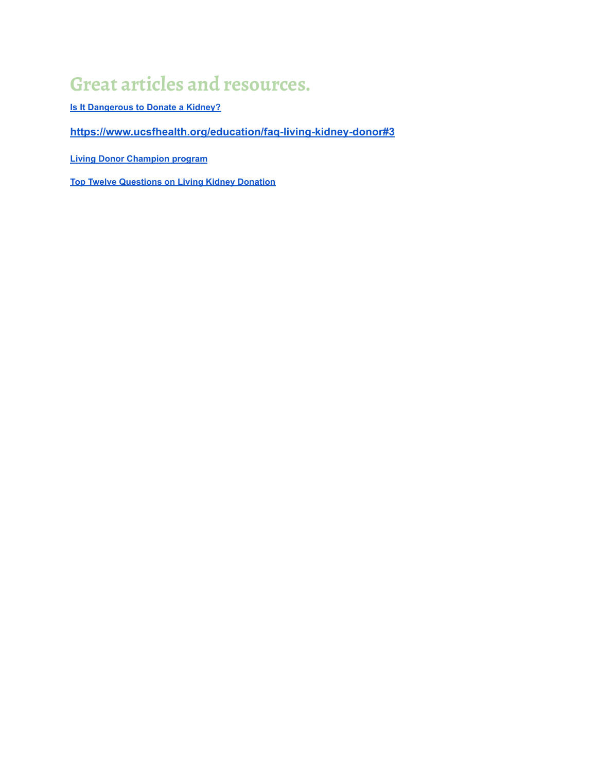# Great articles and resources.

**Is It Dangerous to Donate a Kidney?**

**https://www.ucsfhealth.org/education/faq-living-kidney-donor#3**

**Living Donor Champion program**

**Top Twelve Questions on Living Kidney Donation**